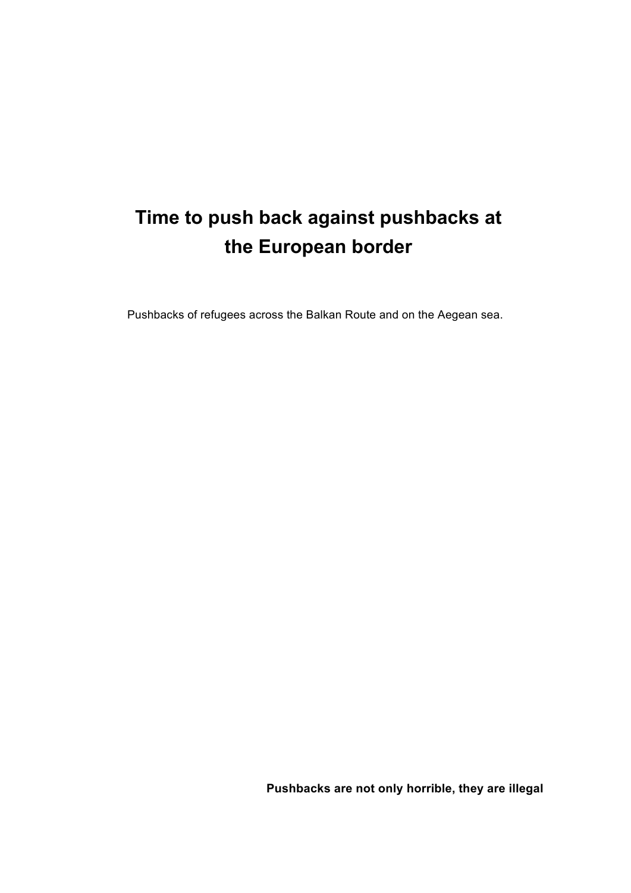# Time to push back against pushbacks at the European border

Pushbacks of refugees across the Balkan Route and on the Aegean sea.

**Pushbacks are not only horrible, they are illegal**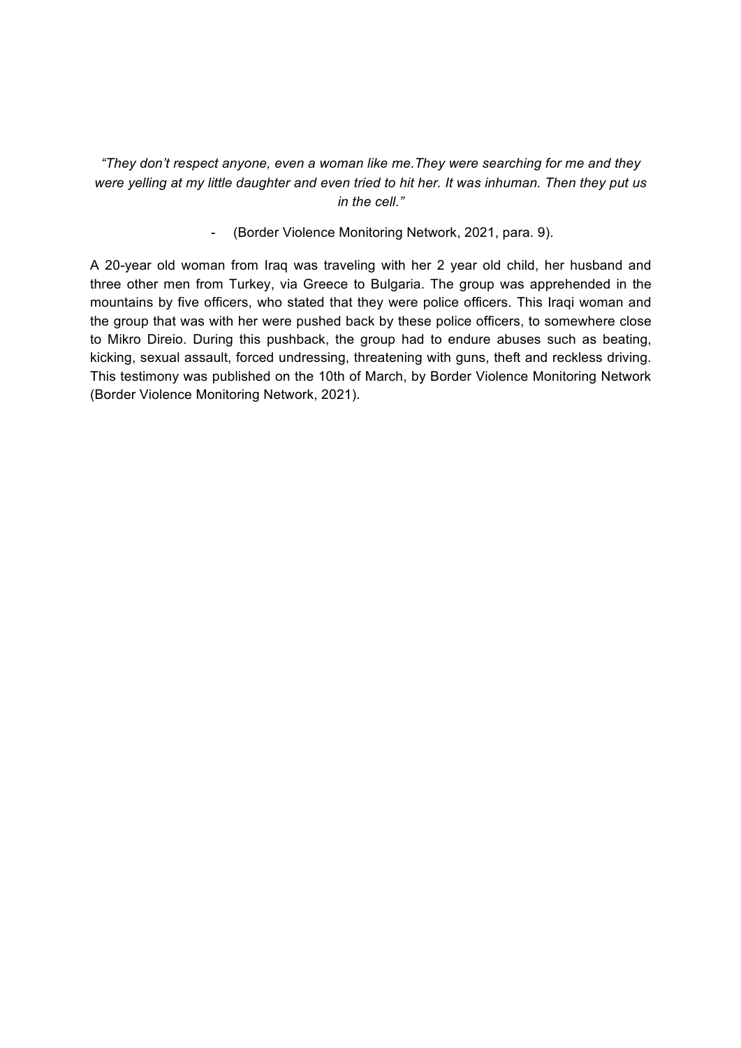*"They don't respect anyone, even a woman like me.They were searching for me and they were yelling at my little daughter and even tried to hit her. It was inhuman. Then they put us in the cell."*

- (Border Violence Monitoring Network, 2021, para. 9).

A 20-year old woman from Iraq was traveling with her 2 year old child, her husband and three other men from Turkey, via Greece to Bulgaria. The group was apprehended in the mountains by five officers, who stated that they were police officers. This Iraqi woman and the group that was with her were pushed back by these police officers, to somewhere close to Mikro Direio. During this pushback, the group had to endure abuses such as beating, kicking, sexual assault, forced undressing, threatening with guns, theft and reckless driving. This testimony was published on the 10th of March, by Border Violence Monitoring Network (Border Violence Monitoring Network, 2021).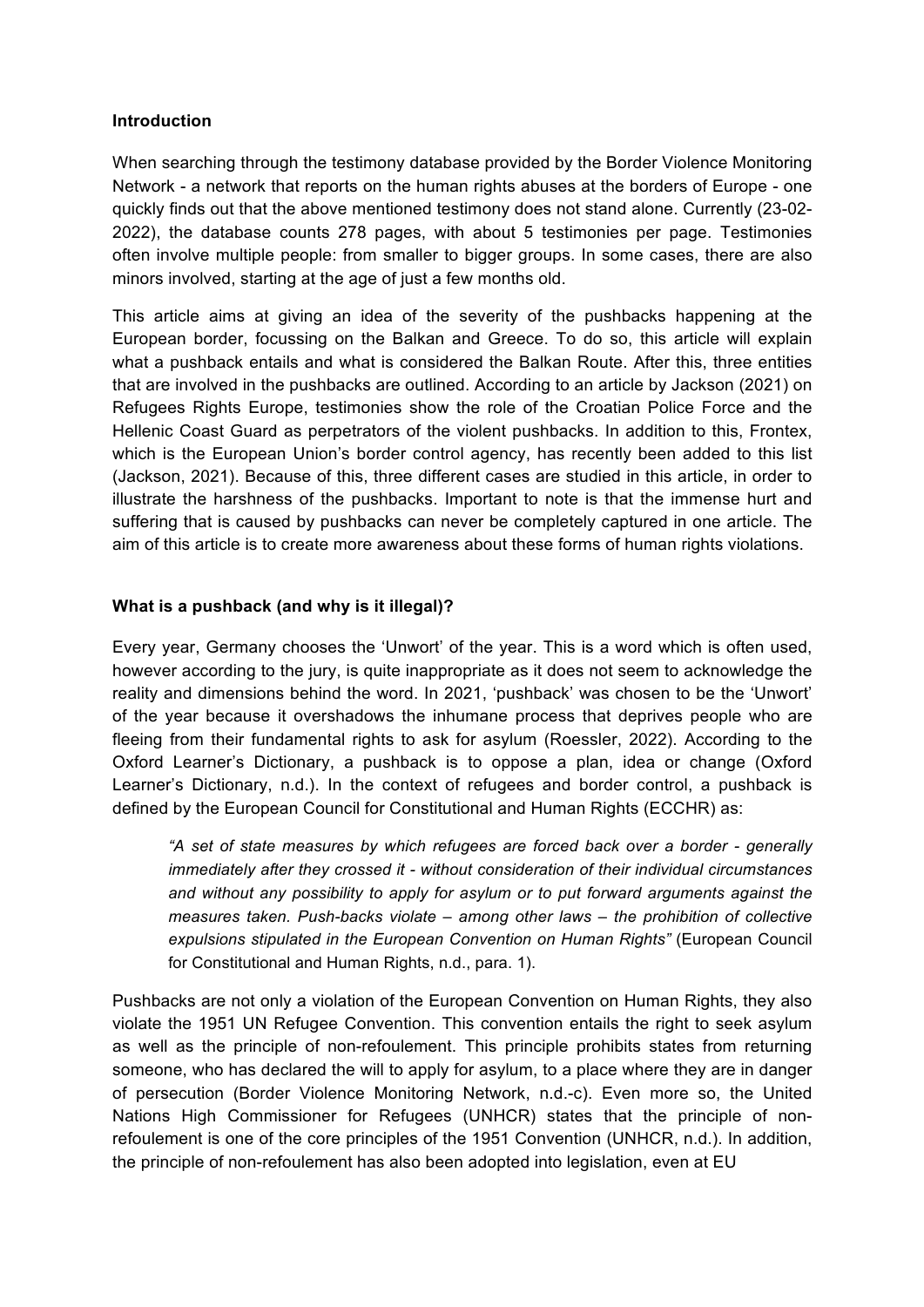## Introduction

When searching through the testimony database provided by the Border Violence Monitoring Network - a network that reports on the human rights abuses at the borders of Europe - one quickly finds out that the above mentioned testimony does not stand alone. Currently (23-02-2022), the database counts 278 pages, with about 5 testimonies per page. Testimonies often involve multiple people: from smaller to bigger groups. In some cases, there are also minors involved, starting at the age of just a few months old.

This article aims at giving an idea of the severity of the pushbacks happening at the European border, focussing on the Balkan and Greece. To do so, this article will explain what a pushback entails and what is considered the Balkan Route. After this, three entities that are involved in the pushbacks are outlined. According to an article by Jackson (2021) on Refugees Rights Europe, testimonies show the role of the Croatian Police Force and the Hellenic Coast Guard as perpetrators of the violent pushbacks. In addition to this, Frontex, which is the European Union's border control agency, has recently been added to this list (Jackson, 2021). Because of this, three different cases are studied in this article, in order to illustrate the harshness of the pushbacks. Important to note is that the immense hurt and suffering that is caused by pushbacks can never be completely captured in one article. The aim of this article is to create more awareness about these forms of human rights violations.

## What is a pushback (and why is it illegal)?

Every year, Germany chooses the 'Unwort' of the year. This is a word which is often used, however according to the jury, is quite inappropriate as it does not seem to acknowledge the reality and dimensions behind the word. In 2021, 'pushback' was chosen to be the 'Unwort' of the year because it overshadows the inhumane process that deprives people who are fleeing from their fundamental rights to ask for asylum (Roessler, 2022). According to the Oxford Learner's Dictionary, a pushback is to oppose a plan, idea or change (Oxford Learner's Dictionary, n.d.). In the context of refugees and border control, a pushback is defined by the European Council for Constitutional and Human Rights (ECCHR) as:

> *"A set of state measures by which refugees are forced back over a border - generally immediately after they crossed it - without consideration of their individual circumstances and without any possibility to apply for asylum or to put forward arguments against the measures taken. Push-backs violate – among other laws – the prohibition of collective expulsions stipulated in the European Convention on Human Rights"* (European Council for Constitutional and Human Rights, n.d., para. 1).

Pushbacks are not only a violation of the European Convention on Human Rights, they also violate the 1951 UN Refugee Convention. This convention entails the right to seek asylum as well as the principle of non-refoulement. This principle prohibits states from returning someone, who has declared the will to apply for asylum, to a place where they are in danger of persecution (Border Violence Monitoring Network, n.d.-c). Even more so, the United Nations High Commissioner for Refugees (UNHCR) states that the principle of non-refoulement is one of the core principles of the 1951 Convention (UNHCR, n.d.). In addition, the principle of non-refoulement has also been adopted into legislation, even at EU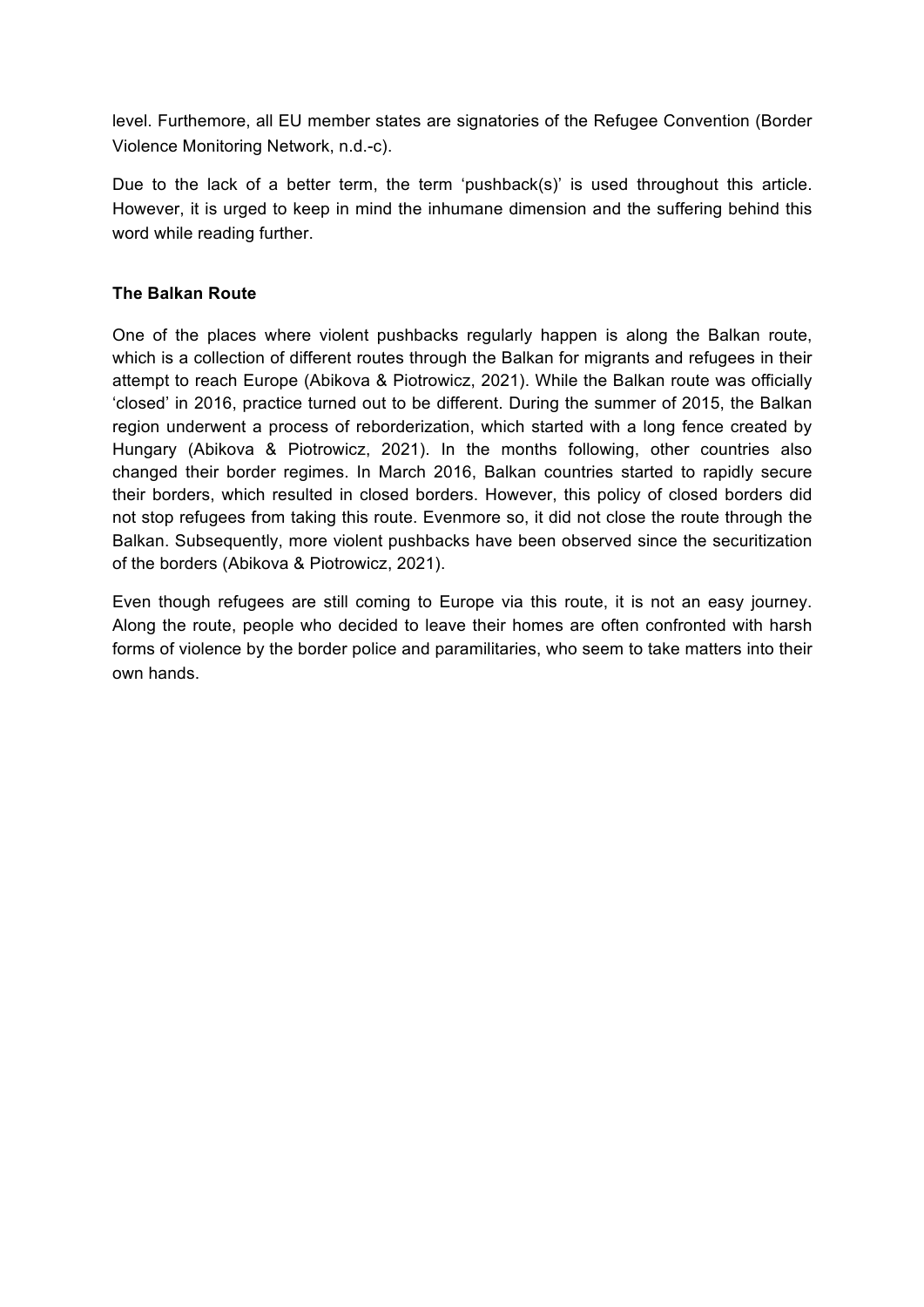level. Furthemore, all EU member states are signatories of the Refugee Convention (Border Violence Monitoring Network, n.d.-c).

Due to the lack of a better term, the term 'pushback(s)' is used throughout this article. However, it is urged to keep in mind the inhumane dimension and the suffering behind this word while reading further.

**The Balkan Route**

One of the places where violent pushbacks regularly happen is along the Balkan route, which is a collection of different routes through the Balkan for migrants and refugees in their attempt to reach Europe (Abikova & Piotrowicz, 2021). While the Balkan route was officially 'closed' in 2016, practice turned out to be different. During the summer of 2015, the Balkan region underwent a process of reborderization, which started with a long fence created by Hungary (Abikova & Piotrowicz, 2021). In the months following, other countries also changed their border regimes. In March 2016, Balkan countries started to rapidly secure their borders, which resulted in closed borders. However, this policy of closed borders did not stop refugees from taking this route. Evenmore so, it did not close the route through the Balkan. Subsequently, more violent pushbacks have been observed since the securitization of the borders (Abikova & Piotrowicz, 2021).

Even though refugees are still coming to Europe via this route, it is not an easy journey. Along the route, people who decided to leave their homes are often confronted with harsh forms of violence by the border police and paramilitaries, who seem to take matters into their own hands.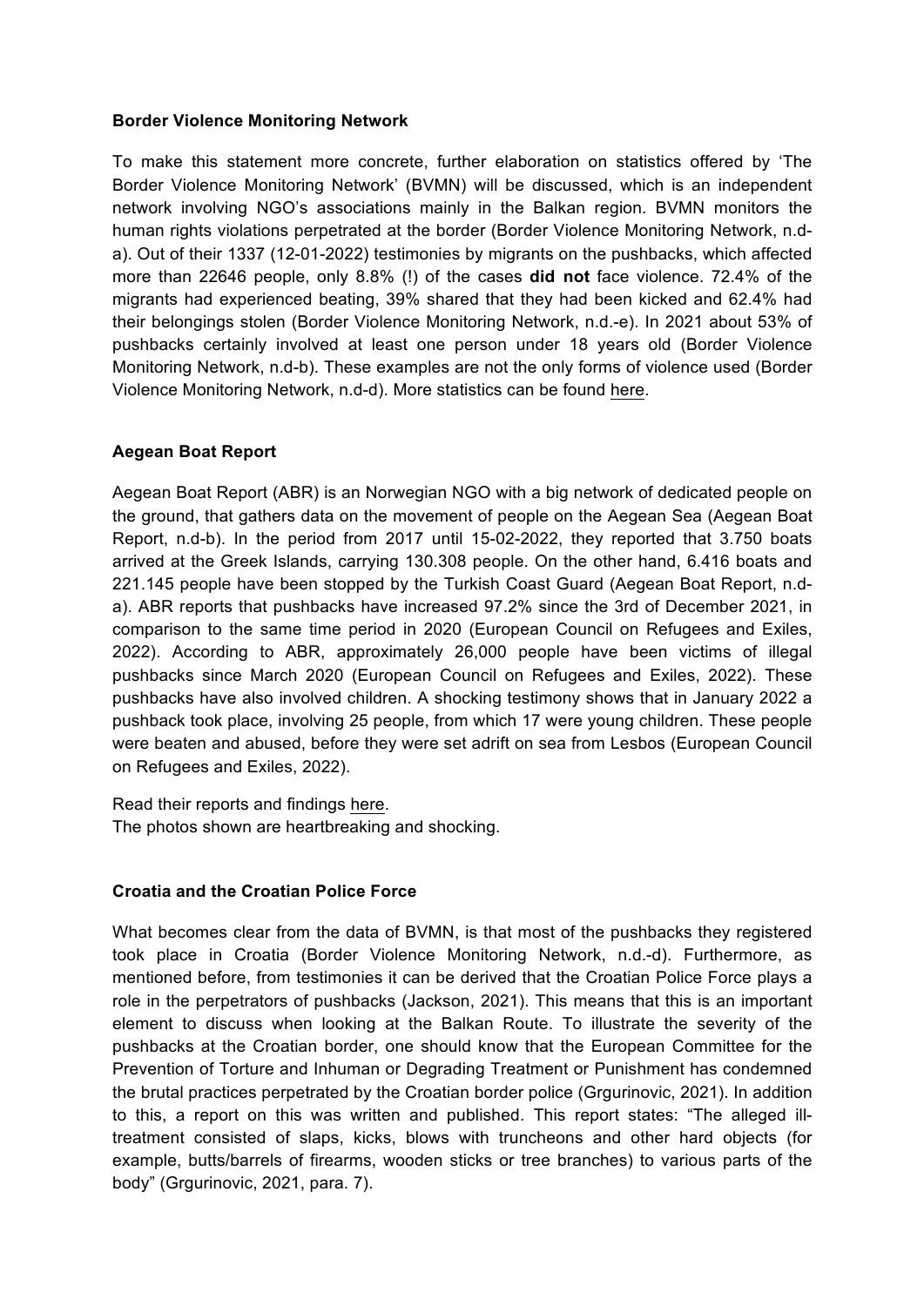**Border Violence Monitoring Network**

To make this statement more concrete, further elaboration on statistics offered by 'The Border Violence Monitoring Network' (BVMN) will be discussed, which is an independent network involving NGO's associations mainly in the Balkan region. BVMN monitors the human rights violations perpetrated at the border (Border Violence Monitoring Network, n.d-a). Out of their 1337 (12-01-2022) testimonies by migrants on the pushbacks, which affected more than 22646 people, only 8.8% (!) of the cases **did not** face violence. 72.4% of the migrants had experienced beating, 39% shared that they had been kicked and 62.4% had their belongings stolen (Border Violence Monitoring Network, n.d.-e). In 2021 about 53% of pushbacks certainly involved at least one person under 18 years old (Border Violence Monitoring Network, n.d-b). These examples are not the only forms of violence used (Border Violence Monitoring Network, n.d-d). More statistics can be found here.

**Aegean Boat Report**

Aegean Boat Report (ABR) is an Norwegian NGO with a big network of dedicated people on the ground, that gathers data on the movement of people on the Aegean Sea (Aegean Boat Report, n.d-b). In the period from 2017 until 15-02-2022, they reported that 3.750 boats arrived at the Greek Islands, carrying 130.308 people. On the other hand, 6.416 boats and 221.145 people have been stopped by the Turkish Coast Guard (Aegean Boat Report, n.d-a). ABR reports that pushbacks have increased 97.2% since the 3rd of December 2021, in comparison to the same time period in 2020 (European Council on Refugees and Exiles, 2022). According to ABR, approximately 26,000 people have been victims of illegal pushbacks since March 2020 (European Council on Refugees and Exiles, 2022). These pushbacks have also involved children. A shocking testimony shows that in January 2022 a pushback took place, involving 25 people, from which 17 were young children. These people were beaten and abused, before they were set adrift on sea from Lesbos (European Council on Refugees and Exiles, 2022).

Read their reports and findings here.
The photos shown are heartbreaking and shocking.

**Croatia and the Croatian Police Force**

What becomes clear from the data of BVMN, is that most of the pushbacks they registered took place in Croatia (Border Violence Monitoring Network, n.d.-d). Furthermore, as mentioned before, from testimonies it can be derived that the Croatian Police Force plays a role in the perpetrators of pushbacks (Jackson, 2021). This means that this is an important element to discuss when looking at the Balkan Route. To illustrate the severity of the pushbacks at the Croatian border, one should know that the European Committee for the Prevention of Torture and Inhuman or Degrading Treatment or Punishment has condemned the brutal practices perpetrated by the Croatian border police (Grgurinovic, 2021). In addition to this, a report on this was written and published. This report states: "The alleged ill-treatment consisted of slaps, kicks, blows with truncheons and other hard objects (for example, butts/barrels of firearms, wooden sticks or tree branches) to various parts of the body" (Grgurinovic, 2021, para. 7).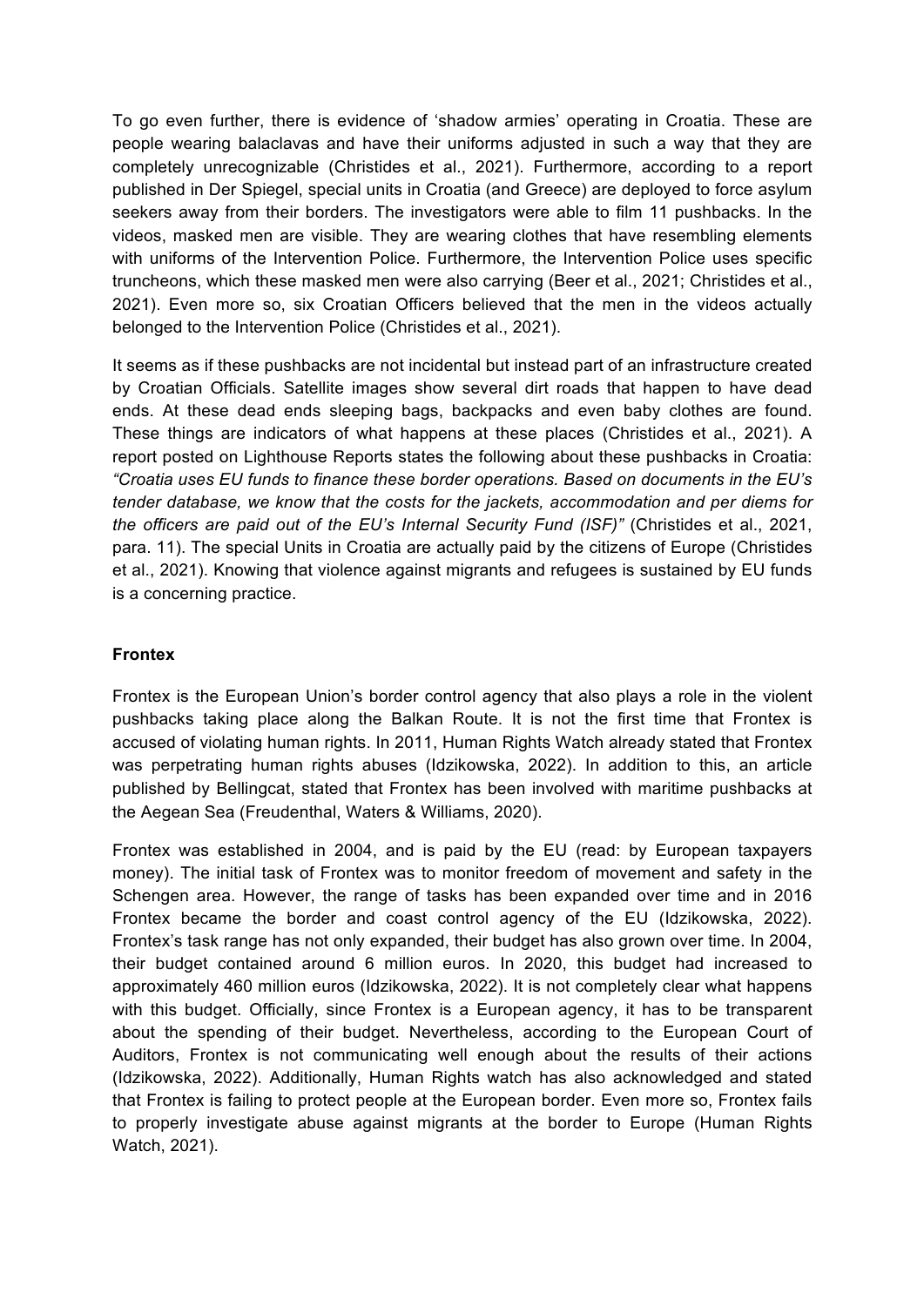To go even further, there is evidence of 'shadow armies' operating in Croatia. These are people wearing balaclavas and have their uniforms adjusted in such a way that they are completely unrecognizable (Christides et al., 2021). Furthermore, according to a report published in Der Spiegel, special units in Croatia (and Greece) are deployed to force asylum seekers away from their borders. The investigators were able to film 11 pushbacks. In the videos, masked men are visible. They are wearing clothes that have resembling elements with uniforms of the Intervention Police. Furthermore, the Intervention Police uses specific truncheons, which these masked men were also carrying (Beer et al., 2021; Christides et al., 2021). Even more so, six Croatian Officers believed that the men in the videos actually belonged to the Intervention Police (Christides et al., 2021).

It seems as if these pushbacks are not incidental but instead part of an infrastructure created by Croatian Officials. Satellite images show several dirt roads that happen to have dead ends. At these dead ends sleeping bags, backpacks and even baby clothes are found. These things are indicators of what happens at these places (Christides et al., 2021). A report posted on Lighthouse Reports states the following about these pushbacks in Croatia: *"Croatia uses EU funds to finance these border operations. Based on documents in the EU's tender database, we know that the costs for the jackets, accommodation and per diems for the officers are paid out of the EU's Internal Security Fund (ISF)"* (Christides et al., 2021, para. 11). The special Units in Croatia are actually paid by the citizens of Europe (Christides et al., 2021). Knowing that violence against migrants and refugees is sustained by EU funds is a concerning practice.

**Frontex**

Frontex is the European Union's border control agency that also plays a role in the violent pushbacks taking place along the Balkan Route. It is not the first time that Frontex is accused of violating human rights. In 2011, Human Rights Watch already stated that Frontex was perpetrating human rights abuses (Idzikowska, 2022). In addition to this, an article published by Bellingcat, stated that Frontex has been involved with maritime pushbacks at the Aegean Sea (Freudenthal, Waters & Williams, 2020).

Frontex was established in 2004, and is paid by the EU (read: by European taxpayers money). The initial task of Frontex was to monitor freedom of movement and safety in the Schengen area. However, the range of tasks has been expanded over time and in 2016 Frontex became the border and coast control agency of the EU (Idzikowska, 2022). Frontex's task range has not only expanded, their budget has also grown over time. In 2004, their budget contained around 6 million euros. In 2020, this budget had increased to approximately 460 million euros (Idzikowska, 2022). It is not completely clear what happens with this budget. Officially, since Frontex is a European agency, it has to be transparent about the spending of their budget. Nevertheless, according to the European Court of Auditors, Frontex is not communicating well enough about the results of their actions (Idzikowska, 2022). Additionally, Human Rights watch has also acknowledged and stated that Frontex is failing to protect people at the European border. Even more so, Frontex fails to properly investigate abuse against migrants at the border to Europe (Human Rights Watch, 2021).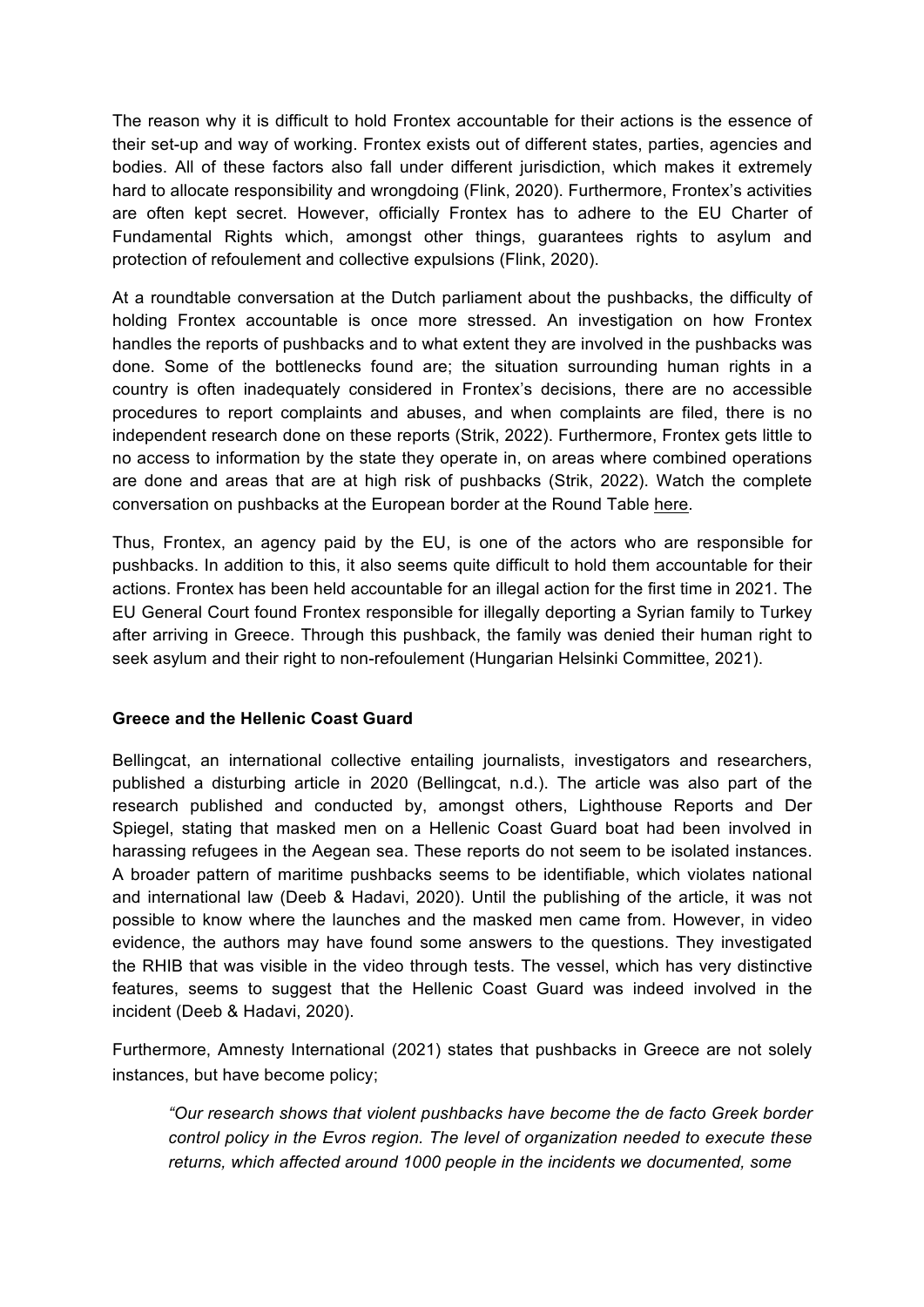The reason why it is difficult to hold Frontex accountable for their actions is the essence of their set-up and way of working. Frontex exists out of different states, parties, agencies and bodies. All of these factors also fall under different jurisdiction, which makes it extremely hard to allocate responsibility and wrongdoing (Flink, 2020). Furthermore, Frontex's activities are often kept secret. However, officially Frontex has to adhere to the EU Charter of Fundamental Rights which, amongst other things, guarantees rights to asylum and protection of refoulement and collective expulsions (Flink, 2020).

At a roundtable conversation at the Dutch parliament about the pushbacks, the difficulty of holding Frontex accountable is once more stressed. An investigation on how Frontex handles the reports of pushbacks and to what extent they are involved in the pushbacks was done. Some of the bottlenecks found are; the situation surrounding human rights in a country is often inadequately considered in Frontex's decisions, there are no accessible procedures to report complaints and abuses, and when complaints are filed, there is no independent research done on these reports (Strik, 2022). Furthermore, Frontex gets little to no access to information by the state they operate in, on areas where combined operations are done and areas that are at high risk of pushbacks (Strik, 2022). Watch the complete conversation on pushbacks at the European border at the Round Table here.

Thus, Frontex, an agency paid by the EU, is one of the actors who are responsible for pushbacks. In addition to this, it also seems quite difficult to hold them accountable for their actions. Frontex has been held accountable for an illegal action for the first time in 2021. The EU General Court found Frontex responsible for illegally deporting a Syrian family to Turkey after arriving in Greece. Through this pushback, the family was denied their human right to seek asylum and their right to non-refoulement (Hungarian Helsinki Committee, 2021).

**Greece and the Hellenic Coast Guard**

Bellingcat, an international collective entailing journalists, investigators and researchers, published a disturbing article in 2020 (Bellingcat, n.d.). The article was also part of the research published and conducted by, amongst others, Lighthouse Reports and Der Spiegel, stating that masked men on a Hellenic Coast Guard boat had been involved in harassing refugees in the Aegean sea. These reports do not seem to be isolated instances. A broader pattern of maritime pushbacks seems to be identifiable, which violates national and international law (Deeb & Hadavi, 2020). Until the publishing of the article, it was not possible to know where the launches and the masked men came from. However, in video evidence, the authors may have found some answers to the questions. They investigated the RHIB that was visible in the video through tests. The vessel, which has very distinctive features, seems to suggest that the Hellenic Coast Guard was indeed involved in the incident (Deeb & Hadavi, 2020).

Furthermore, Amnesty International (2021) states that pushbacks in Greece are not solely instances, but have become policy;

> *"Our research shows that violent pushbacks have become the de facto Greek border control policy in the Evros region. The level of organization needed to execute these returns, which affected around 1000 people in the incidents we documented, some*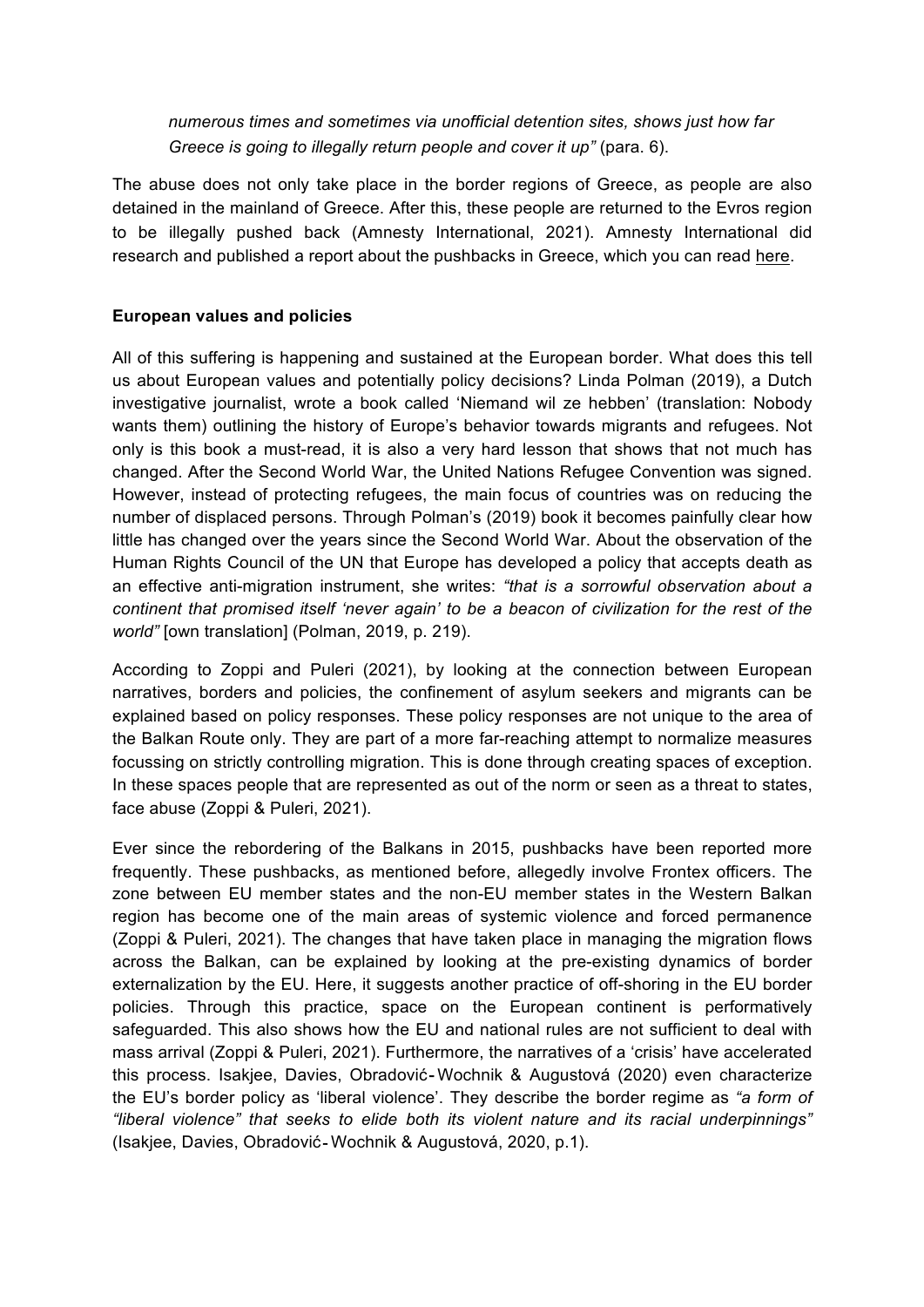> *numerous times and sometimes via unofficial detention sites, shows just how far Greece is going to illegally return people and cover it up"* (para. 6).

The abuse does not only take place in the border regions of Greece, as people are also detained in the mainland of Greece. After this, these people are returned to the Evros region to be illegally pushed back (Amnesty International, 2021). Amnesty International did research and published a report about the pushbacks in Greece, which you can read here.

**European values and policies**

All of this suffering is happening and sustained at the European border. What does this tell us about European values and potentially policy decisions? Linda Polman (2019), a Dutch investigative journalist, wrote a book called 'Niemand wil ze hebben' (translation: Nobody wants them) outlining the history of Europe's behavior towards migrants and refugees. Not only is this book a must-read, it is also a very hard lesson that shows that not much has changed. After the Second World War, the United Nations Refugee Convention was signed. However, instead of protecting refugees, the main focus of countries was on reducing the number of displaced persons. Through Polman's (2019) book it becomes painfully clear how little has changed over the years since the Second World War. About the observation of the Human Rights Council of the UN that Europe has developed a policy that accepts death as an effective anti-migration instrument, she writes: *"that is a sorrowful observation about a continent that promised itself 'never again' to be a beacon of civilization for the rest of the world"* [own translation] (Polman, 2019, p. 219).

According to Zoppi and Puleri (2021), by looking at the connection between European narratives, borders and policies, the confinement of asylum seekers and migrants can be explained based on policy responses. These policy responses are not unique to the area of the Balkan Route only. They are part of a more far-reaching attempt to normalize measures focussing on strictly controlling migration. This is done through creating spaces of exception. In these spaces people that are represented as out of the norm or seen as a threat to states, face abuse (Zoppi & Puleri, 2021).

Ever since the rebordering of the Balkans in 2015, pushbacks have been reported more frequently. These pushbacks, as mentioned before, allegedly involve Frontex officers. The zone between EU member states and the non-EU member states in the Western Balkan region has become one of the main areas of systemic violence and forced permanence (Zoppi & Puleri, 2021). The changes that have taken place in managing the migration flows across the Balkan, can be explained by looking at the pre-existing dynamics of border externalization by the EU. Here, it suggests another practice of off-shoring in the EU border policies. Through this practice, space on the European continent is performatively safeguarded. This also shows how the EU and national rules are not sufficient to deal with mass arrival (Zoppi & Puleri, 2021). Furthermore, the narratives of a 'crisis' have accelerated this process. Isakjee, Davies, Obradović-Wochnik & Augustová (2020) even characterize the EU's border policy as 'liberal violence'. They describe the border regime as *"a form of "liberal violence" that seeks to elide both its violent nature and its racial underpinnings"* (Isakjee, Davies, Obradović-Wochnik & Augustová, 2020, p.1).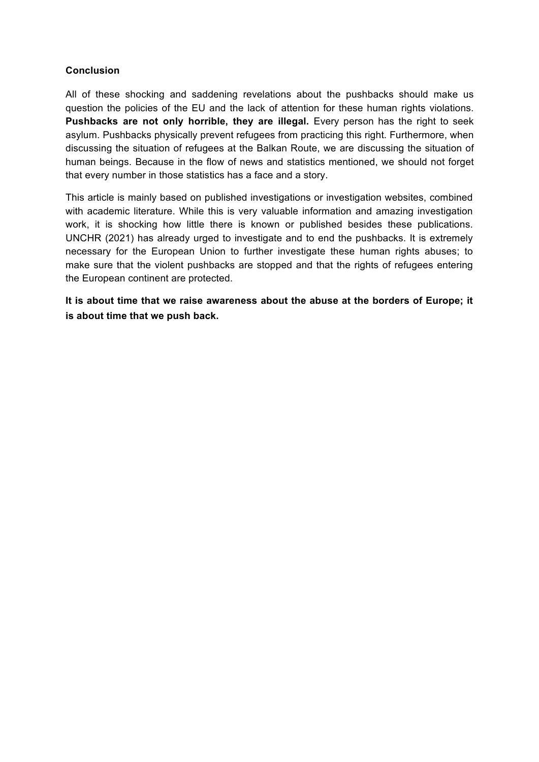**Conclusion**

All of these shocking and saddening revelations about the pushbacks should make us question the policies of the EU and the lack of attention for these human rights violations. **Pushbacks are not only horrible, they are illegal.** Every person has the right to seek asylum. Pushbacks physically prevent refugees from practicing this right. Furthermore, when discussing the situation of refugees at the Balkan Route, we are discussing the situation of human beings. Because in the flow of news and statistics mentioned, we should not forget that every number in those statistics has a face and a story.

This article is mainly based on published investigations or investigation websites, combined with academic literature. While this is very valuable information and amazing investigation work, it is shocking how little there is known or published besides these publications. UNCHR (2021) has already urged to investigate and to end the pushbacks. It is extremely necessary for the European Union to further investigate these human rights abuses; to make sure that the violent pushbacks are stopped and that the rights of refugees entering the European continent are protected.

**It is about time that we raise awareness about the abuse at the borders of Europe; it is about time that we push back.**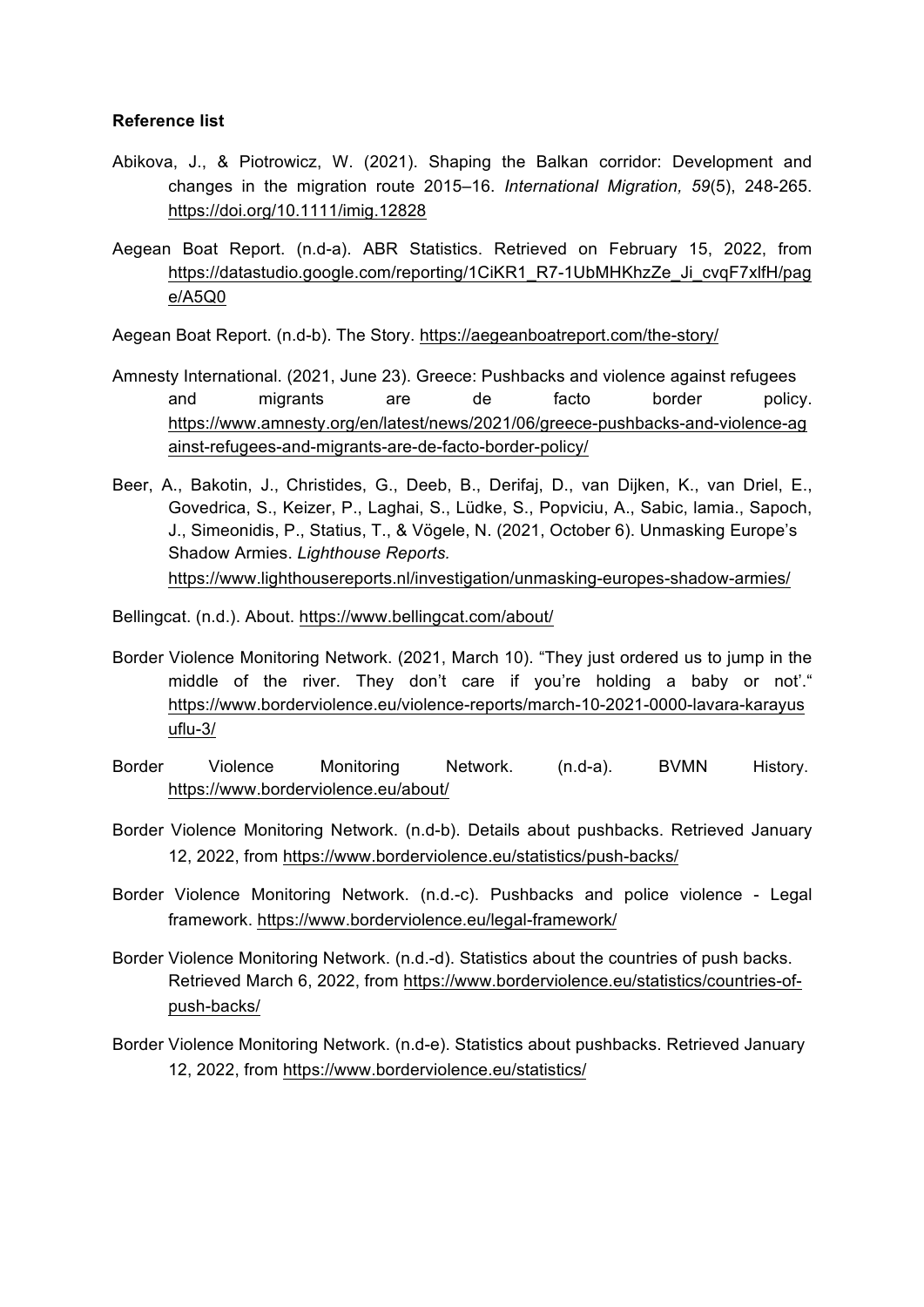**Reference list**

Abikova, J., & Piotrowicz, W. (2021). Shaping the Balkan corridor: Development and changes in the migration route 2015–16. *International Migration, 59*(5), 248-265. https://doi.org/10.1111/imig.12828

Aegean Boat Report. (n.d-a). ABR Statistics. Retrieved on February 15, 2022, from https://datastudio.google.com/reporting/1CiKR1_R7-1UbMHKhzZe_Ji_cvqF7xlfH/page/A5Q0

Aegean Boat Report. (n.d-b). The Story. https://aegeanboatreport.com/the-story/

Amnesty International. (2021, June 23). Greece: Pushbacks and violence against refugees and migrants are de facto border policy. https://www.amnesty.org/en/latest/news/2021/06/greece-pushbacks-and-violence-against-refugees-and-migrants-are-de-facto-border-policy/

Beer, A., Bakotin, J., Christides, G., Deeb, B., Derifaj, D., van Dijken, K., van Driel, E., Govedrica, S., Keizer, P., Laghai, S., Lüdke, S., Popviciu, A., Sabic, Iamia., Sapoch, J., Simeonidis, P., Statius, T., & Vögele, N. (2021, October 6). Unmasking Europe's Shadow Armies. *Lighthouse Reports.* https://www.lighthousereports.nl/investigation/unmasking-europes-shadow-armies/

Bellingcat. (n.d.). About. https://www.bellingcat.com/about/

Border Violence Monitoring Network. (2021, March 10). "They just ordered us to jump in the middle of the river. They don't care if you're holding a baby or not'." https://www.borderviolence.eu/violence-reports/march-10-2021-0000-lavara-karayusuflu-3/

Border Violence Monitoring Network. (n.d-a). BVMN History. https://www.borderviolence.eu/about/

Border Violence Monitoring Network. (n.d-b). Details about pushbacks. Retrieved January 12, 2022, from https://www.borderviolence.eu/statistics/push-backs/

Border Violence Monitoring Network. (n.d.-c). Pushbacks and police violence - Legal framework. https://www.borderviolence.eu/legal-framework/

Border Violence Monitoring Network. (n.d.-d). Statistics about the countries of push backs. Retrieved March 6, 2022, from https://www.borderviolence.eu/statistics/countries-of-push-backs/

Border Violence Monitoring Network. (n.d-e). Statistics about pushbacks. Retrieved January 12, 2022, from https://www.borderviolence.eu/statistics/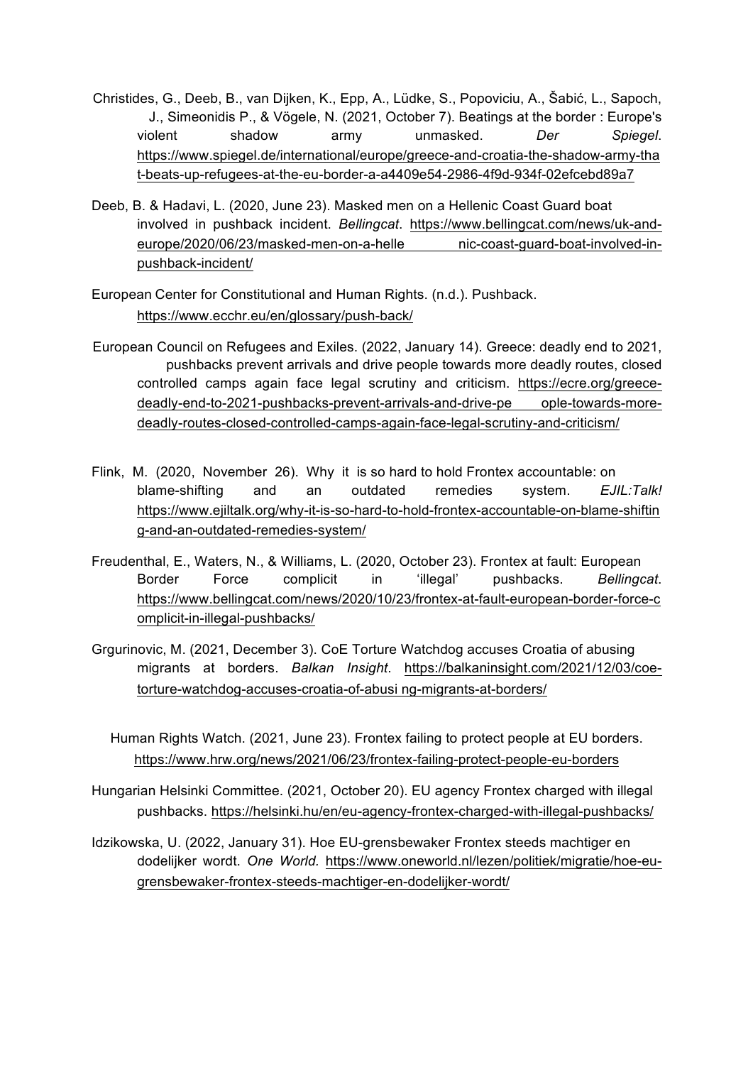Christides, G., Deeb, B., van Dijken, K., Epp, A., Lüdke, S., Popoviciu, A., Šabić, L., Sapoch, J., Simeonidis P., & Vögele, N. (2021, October 7). Beatings at the border : Europe's violent shadow army unmasked. *Der Spiegel*. https://www.spiegel.de/international/europe/greece-and-croatia-the-shadow-army-that-beats-up-refugees-at-the-eu-border-a-a4409e54-2986-4f9d-934f-02efcebd89a7

Deeb, B. & Hadavi, L. (2020, June 23). Masked men on a Hellenic Coast Guard boat involved in pushback incident. *Bellingcat*. https://www.bellingcat.com/news/uk-and-europe/2020/06/23/masked-men-on-a-helle nic-coast-guard-boat-involved-in-pushback-incident/

European Center for Constitutional and Human Rights. (n.d.). Pushback. https://www.ecchr.eu/en/glossary/push-back/

European Council on Refugees and Exiles. (2022, January 14). Greece: deadly end to 2021, pushbacks prevent arrivals and drive people towards more deadly routes, closed controlled camps again face legal scrutiny and criticism. https://ecre.org/greece-deadly-end-to-2021-pushbacks-prevent-arrivals-and-drive-pe ople-towards-more-deadly-routes-closed-controlled-camps-again-face-legal-scrutiny-and-criticism/

Flink, M. (2020, November 26). Why it is so hard to hold Frontex accountable: on blame-shifting and an outdated remedies system. *EJIL:Talk!* https://www.ejiltalk.org/why-it-is-so-hard-to-hold-frontex-accountable-on-blame-shifting-and-an-outdated-remedies-system/

Freudenthal, E., Waters, N., & Williams, L. (2020, October 23). Frontex at fault: European Border Force complicit in 'illegal' pushbacks. *Bellingcat*. https://www.bellingcat.com/news/2020/10/23/frontex-at-fault-european-border-force-complicit-in-illegal-pushbacks/

Grgurinovic, M. (2021, December 3). CoE Torture Watchdog accuses Croatia of abusing migrants at borders. *Balkan Insight*. https://balkaninsight.com/2021/12/03/coe-torture-watchdog-accuses-croatia-of-abusi ng-migrants-at-borders/

Human Rights Watch. (2021, June 23). Frontex failing to protect people at EU borders. https://www.hrw.org/news/2021/06/23/frontex-failing-protect-people-eu-borders

Hungarian Helsinki Committee. (2021, October 20). EU agency Frontex charged with illegal pushbacks. https://helsinki.hu/en/eu-agency-frontex-charged-with-illegal-pushbacks/

Idzikowska, U. (2022, January 31). Hoe EU-grensbewaker Frontex steeds machtiger en dodelijker wordt. *One World.* https://www.oneworld.nl/lezen/politiek/migratie/hoe-eu-grensbewaker-frontex-steeds-machtiger-en-dodelijker-wordt/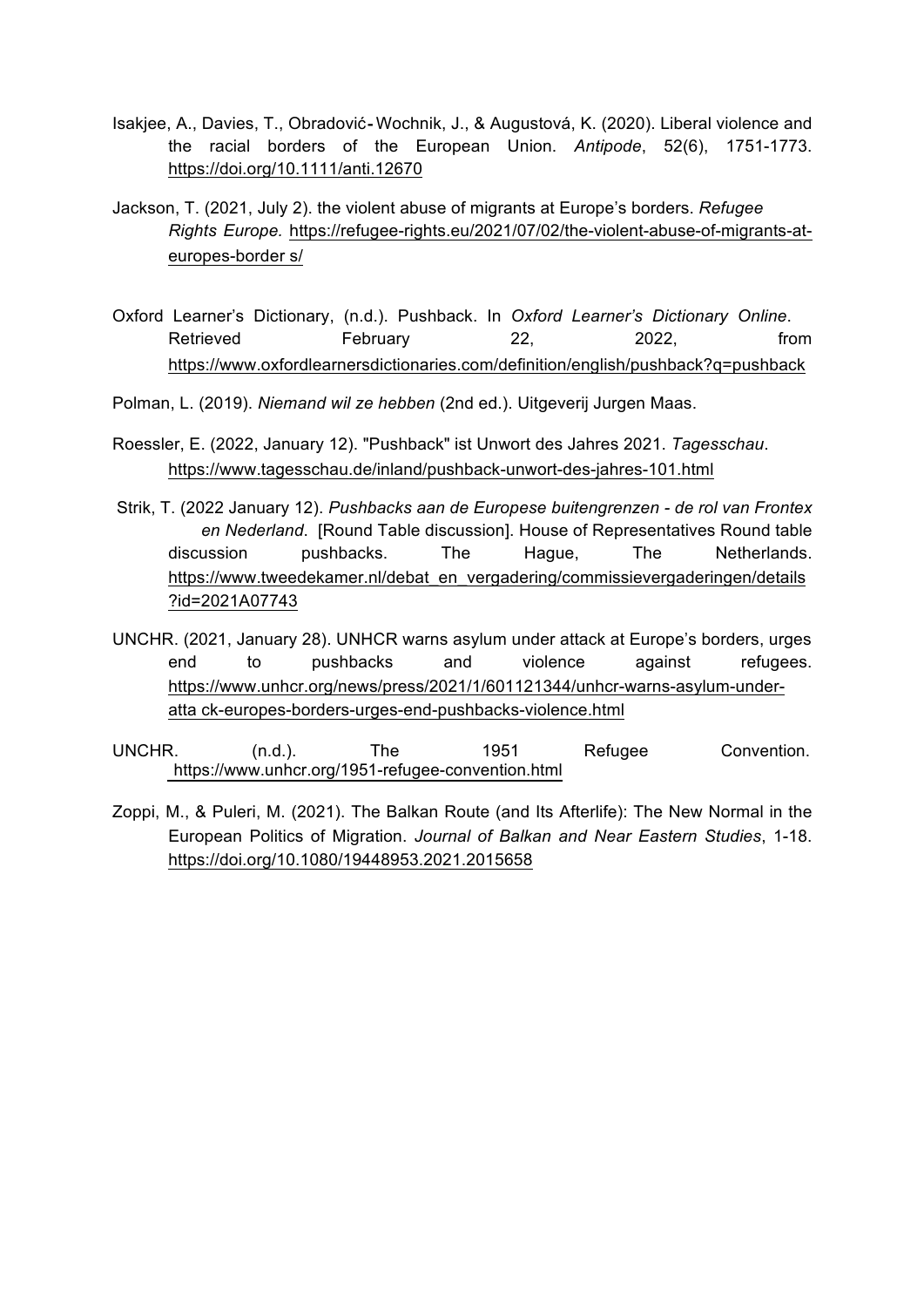Isakjee, A., Davies, T., Obradović-Wochnik, J., & Augustová, K. (2020). Liberal violence and the racial borders of the European Union. *Antipode*, 52(6), 1751-1773. https://doi.org/10.1111/anti.12670

Jackson, T. (2021, July 2). the violent abuse of migrants at Europe's borders. *Refugee Rights Europe.* https://refugee-rights.eu/2021/07/02/the-violent-abuse-of-migrants-at-europes-border s/

Oxford Learner's Dictionary, (n.d.). Pushback. In *Oxford Learner's Dictionary Online*. Retrieved February 22, 2022, from https://www.oxfordlearnersdictionaries.com/definition/english/pushback?q=pushback

Polman, L. (2019). *Niemand wil ze hebben* (2nd ed.). Uitgeverij Jurgen Maas.

Roessler, E. (2022, January 12). "Pushback" ist Unwort des Jahres 2021. *Tagesschau.* https://www.tagesschau.de/inland/pushback-unwort-des-jahres-101.html

Strik, T. (2022 January 12). *Pushbacks aan de Europese buitengrenzen - de rol van Frontex en Nederland*. [Round Table discussion]. House of Representatives Round table discussion pushbacks. The Hague, The Netherlands. https://www.tweedekamer.nl/debat_en_vergadering/commissievergaderingen/details?id=2021A07743

UNCHR. (2021, January 28). UNHCR warns asylum under attack at Europe's borders, urges end to pushbacks and violence against refugees. https://www.unhcr.org/news/press/2021/1/601121344/unhcr-warns-asylum-under-atta ck-europes-borders-urges-end-pushbacks-violence.html

UNCHR. (n.d.). The 1951 Refugee Convention. https://www.unhcr.org/1951-refugee-convention.html

Zoppi, M., & Puleri, M. (2021). The Balkan Route (and Its Afterlife): The New Normal in the European Politics of Migration. *Journal of Balkan and Near Eastern Studies*, 1-18. https://doi.org/10.1080/19448953.2021.2015658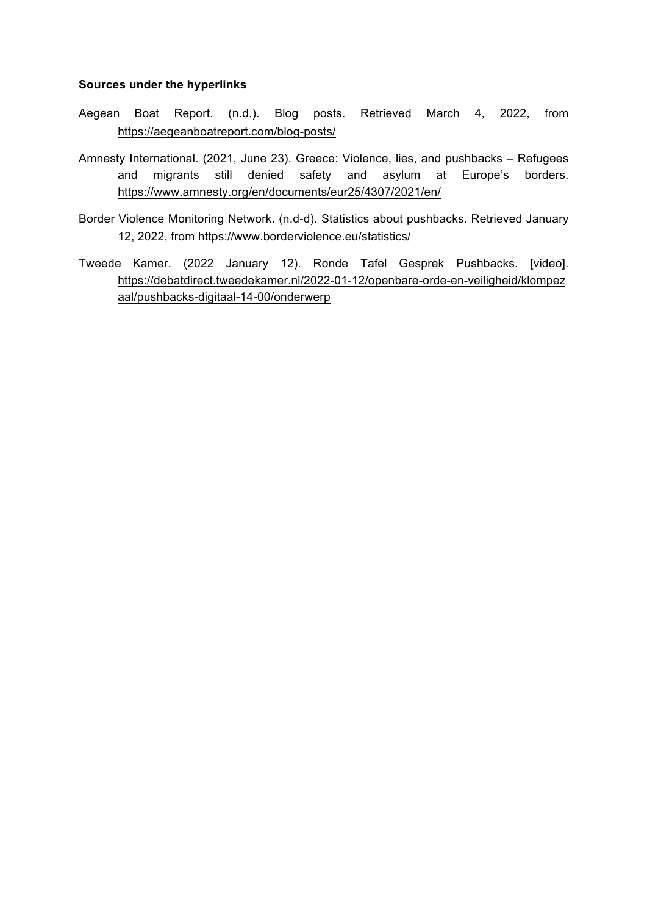**Sources under the hyperlinks**

Aegean Boat Report. (n.d.). Blog posts. Retrieved March 4, 2022, from https://aegeanboatreport.com/blog-posts/

Amnesty International. (2021, June 23). Greece: Violence, lies, and pushbacks – Refugees and migrants still denied safety and asylum at Europe's borders. https://www.amnesty.org/en/documents/eur25/4307/2021/en/

Border Violence Monitoring Network. (n.d-d). Statistics about pushbacks. Retrieved January 12, 2022, from https://www.borderviolence.eu/statistics/

Tweede Kamer. (2022 January 12). Ronde Tafel Gesprek Pushbacks. [video]. https://debatdirect.tweedekamer.nl/2022-01-12/openbare-orde-en-veiligheid/klompezaal/pushbacks-digitaal-14-00/onderwerp